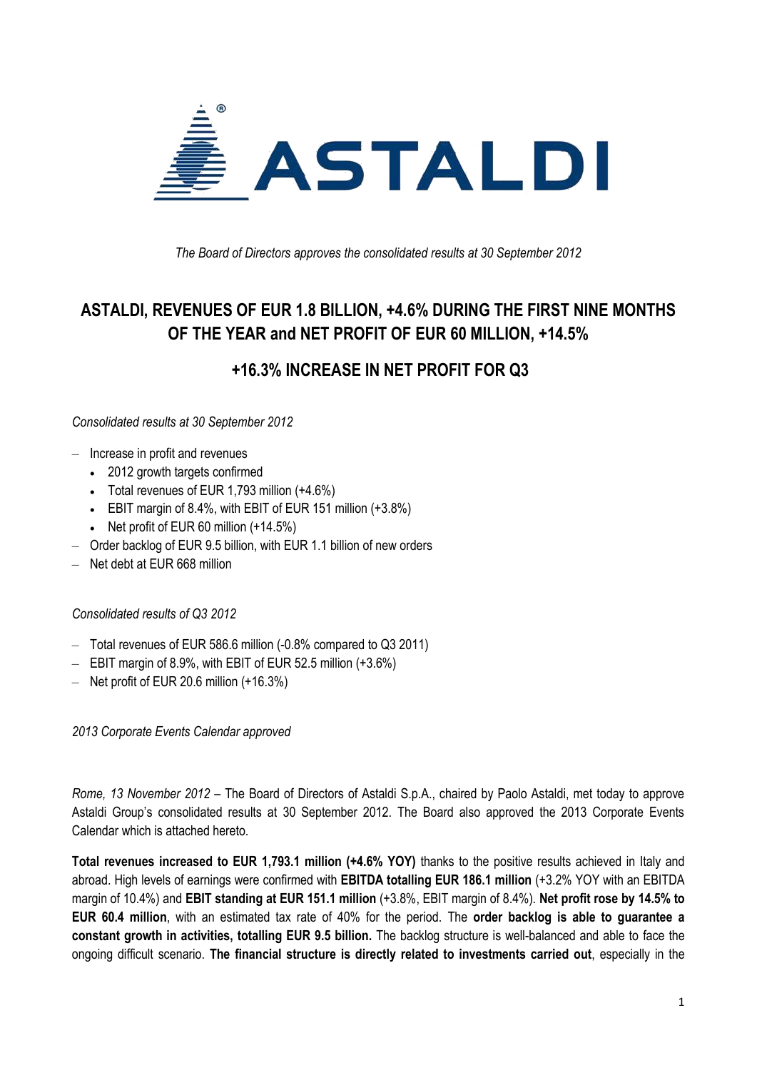ASTALDI

*The Board of Directors approves the consolidated results at 30 September 2012*

# ASTALDI, REVENUES OF EUR 1.8 BILLION, +4.6% DURING THE FIRST NINE MONTHS OF THE YEAR and NET PROFIT OF EUR 60 MILLION, +14.5%

## +16.3% INCREASE IN NET PROFIT FOR Q3

*Consolidated results at 30 September 2012*

- Increase in profit and revenues
  - 2012 growth targets confirmed
  - Total revenues of EUR 1,793 million (+4.6%)
  - EBIT margin of 8.4%, with EBIT of EUR 151 million (+3.8%)
  - Net profit of EUR 60 million (+14.5%)
- Order backlog of EUR 9.5 billion, with EUR 1.1 billion of new orders
- Net debt at EUR 668 million

*Consolidated results of Q3 2012*

- Total revenues of EUR 586.6 million (-0.8% compared to Q3 2011)
- EBIT margin of 8.9%, with EBIT of EUR 52.5 million (+3.6%)
- Net profit of EUR 20.6 million (+16.3%)

*2013 Corporate Events Calendar approved*

*Rome, 13 November 2012* – The Board of Directors of Astaldi S.p.A., chaired by Paolo Astaldi, met today to approve Astaldi Group's consolidated results at 30 September 2012. The Board also approved the 2013 Corporate Events Calendar which is attached hereto.

**Total revenues increased to EUR 1,793.1 million (+4.6% YOY)** thanks to the positive results achieved in Italy and abroad. High levels of earnings were confirmed with **EBITDA totalling EUR 186.1 million** (+3.2% YOY with an EBITDA margin of 10.4%) and **EBIT standing at EUR 151.1 million** (+3.8%, EBIT margin of 8.4%). **Net profit rose by 14.5% to EUR 60.4 million**, with an estimated tax rate of 40% for the period. The **order backlog is able to guarantee a constant growth in activities, totalling EUR 9.5 billion.** The backlog structure is well-balanced and able to face the ongoing difficult scenario. **The financial structure is directly related to investments carried out**, especially in the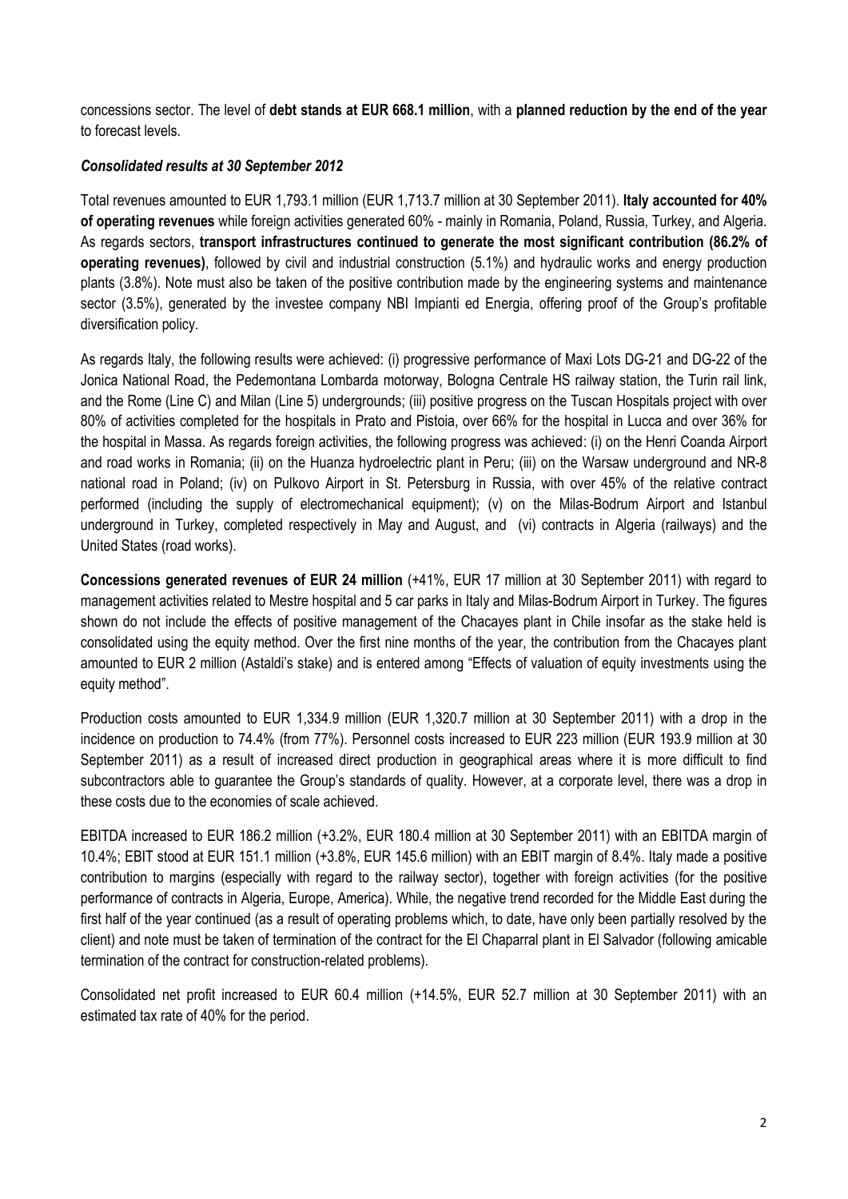concessions sector. The level of **debt stands at EUR 668.1 million**, with a **planned reduction by the end of the year** to forecast levels.

***Consolidated results at 30 September 2012***

Total revenues amounted to EUR 1,793.1 million (EUR 1,713.7 million at 30 September 2011). **Italy accounted for 40% of operating revenues** while foreign activities generated 60% - mainly in Romania, Poland, Russia, Turkey, and Algeria. As regards sectors, **transport infrastructures continued to generate the most significant contribution (86.2% of operating revenues)**, followed by civil and industrial construction (5.1%) and hydraulic works and energy production plants (3.8%). Note must also be taken of the positive contribution made by the engineering systems and maintenance sector (3.5%), generated by the investee company NBI Impianti ed Energia, offering proof of the Group's profitable diversification policy.

As regards Italy, the following results were achieved: (i) progressive performance of Maxi Lots DG-21 and DG-22 of the Jonica National Road, the Pedemontana Lombarda motorway, Bologna Centrale HS railway station, the Turin rail link, and the Rome (Line C) and Milan (Line 5) undergrounds; (iii) positive progress on the Tuscan Hospitals project with over 80% of activities completed for the hospitals in Prato and Pistoia, over 66% for the hospital in Lucca and over 36% for the hospital in Massa. As regards foreign activities, the following progress was achieved: (i) on the Henri Coanda Airport and road works in Romania; (ii) on the Huanza hydroelectric plant in Peru; (iii) on the Warsaw underground and NR-8 national road in Poland; (iv) on Pulkovo Airport in St. Petersburg in Russia, with over 45% of the relative contract performed (including the supply of electromechanical equipment); (v) on the Milas-Bodrum Airport and Istanbul underground in Turkey, completed respectively in May and August, and (vi) contracts in Algeria (railways) and the United States (road works).

**Concessions generated revenues of EUR 24 million** (+41%, EUR 17 million at 30 September 2011) with regard to management activities related to Mestre hospital and 5 car parks in Italy and Milas-Bodrum Airport in Turkey. The figures shown do not include the effects of positive management of the Chacayes plant in Chile insofar as the stake held is consolidated using the equity method. Over the first nine months of the year, the contribution from the Chacayes plant amounted to EUR 2 million (Astaldi's stake) and is entered among "Effects of valuation of equity investments using the equity method".

Production costs amounted to EUR 1,334.9 million (EUR 1,320.7 million at 30 September 2011) with a drop in the incidence on production to 74.4% (from 77%). Personnel costs increased to EUR 223 million (EUR 193.9 million at 30 September 2011) as a result of increased direct production in geographical areas where it is more difficult to find subcontractors able to guarantee the Group's standards of quality. However, at a corporate level, there was a drop in these costs due to the economies of scale achieved.

EBITDA increased to EUR 186.2 million (+3.2%, EUR 180.4 million at 30 September 2011) with an EBITDA margin of 10.4%; EBIT stood at EUR 151.1 million (+3.8%, EUR 145.6 million) with an EBIT margin of 8.4%. Italy made a positive contribution to margins (especially with regard to the railway sector), together with foreign activities (for the positive performance of contracts in Algeria, Europe, America). While, the negative trend recorded for the Middle East during the first half of the year continued (as a result of operating problems which, to date, have only been partially resolved by the client) and note must be taken of termination of the contract for the El Chaparral plant in El Salvador (following amicable termination of the contract for construction-related problems).

Consolidated net profit increased to EUR 60.4 million (+14.5%, EUR 52.7 million at 30 September 2011) with an estimated tax rate of 40% for the period.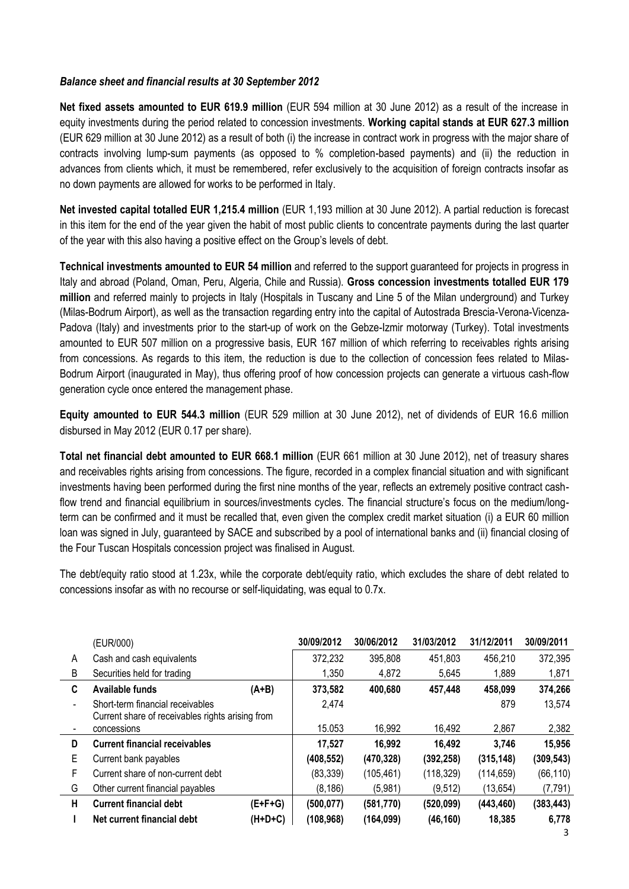***Balance sheet and financial results at 30 September 2012***

**Net fixed assets amounted to EUR 619.9 million** (EUR 594 million at 30 June 2012) as a result of the increase in equity investments during the period related to concession investments. **Working capital stands at EUR 627.3 million** (EUR 629 million at 30 June 2012) as a result of both (i) the increase in contract work in progress with the major share of contracts involving lump-sum payments (as opposed to % completion-based payments) and (ii) the reduction in advances from clients which, it must be remembered, refer exclusively to the acquisition of foreign contracts insofar as no down payments are allowed for works to be performed in Italy.

**Net invested capital totalled EUR 1,215.4 million** (EUR 1,193 million at 30 June 2012). A partial reduction is forecast in this item for the end of the year given the habit of most public clients to concentrate payments during the last quarter of the year with this also having a positive effect on the Group's levels of debt.

**Technical investments amounted to EUR 54 million** and referred to the support guaranteed for projects in progress in Italy and abroad (Poland, Oman, Peru, Algeria, Chile and Russia). **Gross concession investments totalled EUR 179 million** and referred mainly to projects in Italy (Hospitals in Tuscany and Line 5 of the Milan underground) and Turkey (Milas-Bodrum Airport), as well as the transaction regarding entry into the capital of Autostrada Brescia-Verona-Vicenza-Padova (Italy) and investments prior to the start-up of work on the Gebze-Izmir motorway (Turkey). Total investments amounted to EUR 507 million on a progressive basis, EUR 167 million of which referring to receivables rights arising from concessions. As regards to this item, the reduction is due to the collection of concession fees related to Milas-Bodrum Airport (inaugurated in May), thus offering proof of how concession projects can generate a virtuous cash-flow generation cycle once entered the management phase.

**Equity amounted to EUR 544.3 million** (EUR 529 million at 30 June 2012), net of dividends of EUR 16.6 million disbursed in May 2012 (EUR 0.17 per share).

**Total net financial debt amounted to EUR 668.1 million** (EUR 661 million at 30 June 2012), net of treasury shares and receivables rights arising from concessions. The figure, recorded in a complex financial situation and with significant investments having been performed during the first nine months of the year, reflects an extremely positive contract cash-flow trend and financial equilibrium in sources/investments cycles. The financial structure's focus on the medium/long-term can be confirmed and it must be recalled that, even given the complex credit market situation (i) a EUR 60 million loan was signed in July, guaranteed by SACE and subscribed by a pool of international banks and (ii) financial closing of the Four Tuscan Hospitals concession project was finalised in August.

The debt/equity ratio stood at 1.23x, while the corporate debt/equity ratio, which excludes the share of debt related to concessions insofar as with no recourse or self-liquidating, was equal to 0.7x.

| | (EUR/000) | | 30/09/2012 | 30/06/2012 | 31/03/2012 | 31/12/2011 | 30/09/2011 |
|---|---|---|---|---|---|---|---|
| A | Cash and cash equivalents | | 372,232 | 395,808 | 451,803 | 456,210 | 372,395 |
| B | Securities held for trading | | 1,350 | 4,872 | 5,645 | 1,889 | 1,871 |
| **C** | **Available funds** | **(A+B)** | **373,582** | **400,680** | **457,448** | **458,099** | **374,266** |
| - | Short-term financial receivables | | 2,474 | | | 879 | 13,574 |
| - | Current share of receivables rights arising from concessions | | 15.053 | 16,992 | 16,492 | 2,867 | 2,382 |
| **D** | **Current financial receivables** | | **17,527** | **16,992** | **16,492** | **3,746** | **15,956** |
| E | Current bank payables | | (408,552) | (470,328) | (392,258) | (315,148) | (309,543) |
| F | Current share of non-current debt | | (83,339) | (105,461) | (118,329) | (114,659) | (66,110) |
| G | Other current financial payables | | (8,186) | (5,981) | (9,512) | (13,654) | (7,791) |
| **H** | **Current financial debt** | **(E+F+G)** | **(500,077)** | **(581,770)** | **(520,099)** | **(443,460)** | **(383,443)** |
| **I** | **Net current financial debt** | **(H+D+C)** | **(108,968)** | **(164,099)** | **(46,160)** | **18,385** | **6,778** |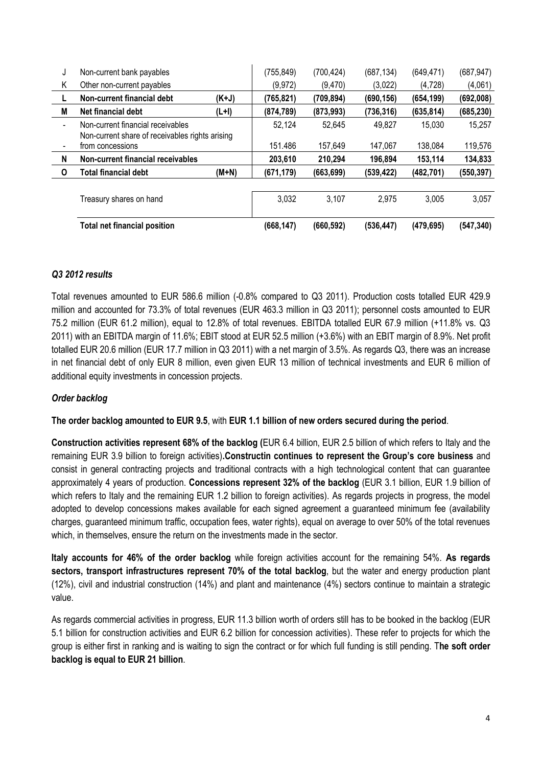| | | | | | | | |
|---|---|---|---|---|---|---|---|
| J | Non-current bank payables | | (755,849) | (700,424) | (687,134) | (649,471) | (687,947) |
| K | Other non-current payables | | (9,972) | (9,470) | (3,022) | (4,728) | (4,061) |
| **L** | **Non-current financial debt** | **(K+J)** | **(765,821)** | **(709,894)** | **(690,156)** | **(654,199)** | **(692,008)** |
| **M** | **Net financial debt** | **(L+I)** | **(874,789)** | **(873,993)** | **(736,316)** | **(635,814)** | **(685,230)** |
| - | Non-current financial receivables | | 52,124 | 52,645 | 49,827 | 15,030 | 15,257 |
| - | Non-current share of receivables rights arising from concessions | | 151.486 | 157,649 | 147,067 | 138,084 | 119,576 |
| **N** | **Non-current financial receivables** | | **203,610** | **210,294** | **196,894** | **153,114** | **134,833** |
| **O** | **Total financial debt** | **(M+N)** | **(671,179)** | **(663,699)** | **(539,422)** | **(482,701)** | **(550,397)** |
| | Treasury shares on hand | | 3,032 | 3,107 | 2,975 | 3,005 | 3,057 |
| | **Total net financial position** | | **(668,147)** | **(660,592)** | **(536,447)** | **(479,695)** | **(547,340)** |

### *Q3 2012 results*

Total revenues amounted to EUR 586.6 million (-0.8% compared to Q3 2011). Production costs totalled EUR 429.9 million and accounted for 73.3% of total revenues (EUR 463.3 million in Q3 2011); personnel costs amounted to EUR 75.2 million (EUR 61.2 million), equal to 12.8% of total revenues. EBITDA totalled EUR 67.9 million (+11.8% vs. Q3 2011) with an EBITDA margin of 11.6%; EBIT stood at EUR 52.5 million (+3.6%) with an EBIT margin of 8.9%. Net profit totalled EUR 20.6 million (EUR 17.7 million in Q3 2011) with a net margin of 3.5%. As regards Q3, there was an increase in net financial debt of only EUR 8 million, even given EUR 13 million of technical investments and EUR 6 million of additional equity investments in concession projects.

### *Order backlog*

**The order backlog amounted to EUR 9.5**, with **EUR 1.1 billion of new orders secured during the period**.

**Construction activities represent 68% of the backlog (**EUR 6.4 billion, EUR 2.5 billion of which refers to Italy and the remaining EUR 3.9 billion to foreign activities)**.Constructin continues to represent the Group's core business** and consist in general contracting projects and traditional contracts with a high technological content that can guarantee approximately 4 years of production. **Concessions represent 32% of the backlog** (EUR 3.1 billion, EUR 1.9 billion of which refers to Italy and the remaining EUR 1.2 billion to foreign activities). As regards projects in progress, the model adopted to develop concessions makes available for each signed agreement a guaranteed minimum fee (availability charges, guaranteed minimum traffic, occupation fees, water rights), equal on average to over 50% of the total revenues which, in themselves, ensure the return on the investments made in the sector.

**Italy accounts for 46% of the order backlog** while foreign activities account for the remaining 54%. **As regards sectors, transport infrastructures represent 70% of the total backlog**, but the water and energy production plant (12%), civil and industrial construction (14%) and plant and maintenance (4%) sectors continue to maintain a strategic value.

As regards commercial activities in progress, EUR 11.3 billion worth of orders still has to be booked in the backlog (EUR 5.1 billion for construction activities and EUR 6.2 billion for concession activities). These refer to projects for which the group is either first in ranking and is waiting to sign the contract or for which full funding is still pending. T**he soft order backlog is equal to EUR 21 billion**.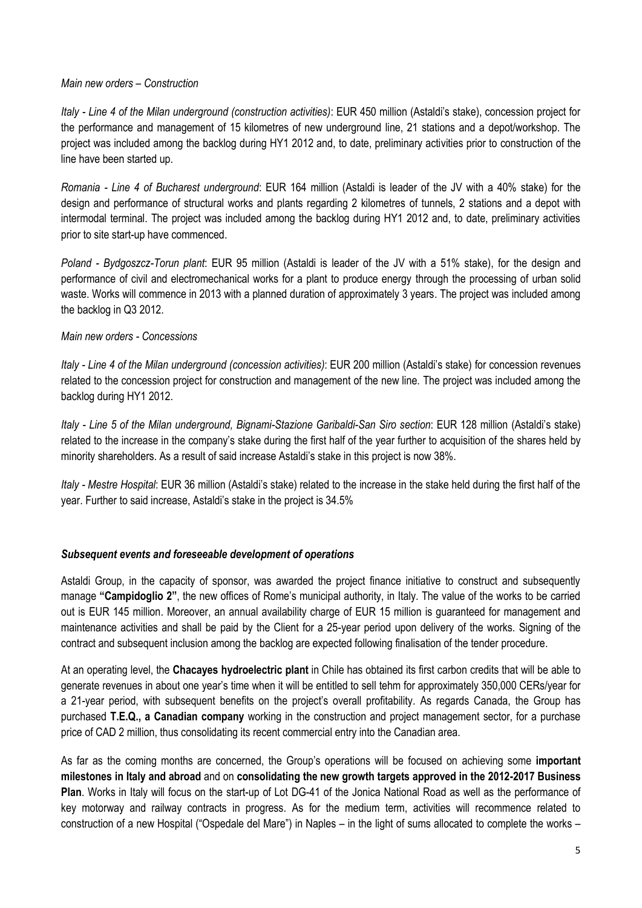*Main new orders – Construction*

*Italy - Line 4 of the Milan underground (construction activities)*: EUR 450 million (Astaldi's stake), concession project for the performance and management of 15 kilometres of new underground line, 21 stations and a depot/workshop. The project was included among the backlog during HY1 2012 and, to date, preliminary activities prior to construction of the line have been started up.

*Romania - Line 4 of Bucharest underground*: EUR 164 million (Astaldi is leader of the JV with a 40% stake) for the design and performance of structural works and plants regarding 2 kilometres of tunnels, 2 stations and a depot with intermodal terminal. The project was included among the backlog during HY1 2012 and, to date, preliminary activities prior to site start-up have commenced.

*Poland - Bydgoszcz-Torun plant*: EUR 95 million (Astaldi is leader of the JV with a 51% stake), for the design and performance of civil and electromechanical works for a plant to produce energy through the processing of urban solid waste. Works will commence in 2013 with a planned duration of approximately 3 years. The project was included among the backlog in Q3 2012.

*Main new orders - Concessions*

*Italy - Line 4 of the Milan underground (concession activities)*: EUR 200 million (Astaldi's stake) for concession revenues related to the concession project for construction and management of the new line. The project was included among the backlog during HY1 2012.

*Italy - Line 5 of the Milan underground, Bignami-Stazione Garibaldi-San Siro section*: EUR 128 million (Astaldi's stake) related to the increase in the company's stake during the first half of the year further to acquisition of the shares held by minority shareholders. As a result of said increase Astaldi's stake in this project is now 38%.

*Italy - Mestre Hospital*: EUR 36 million (Astaldi's stake) related to the increase in the stake held during the first half of the year. Further to said increase, Astaldi's stake in the project is 34.5%

***Subsequent events and foreseeable development of operations***

Astaldi Group, in the capacity of sponsor, was awarded the project finance initiative to construct and subsequently manage **"Campidoglio 2"**, the new offices of Rome's municipal authority, in Italy. The value of the works to be carried out is EUR 145 million. Moreover, an annual availability charge of EUR 15 million is guaranteed for management and maintenance activities and shall be paid by the Client for a 25-year period upon delivery of the works. Signing of the contract and subsequent inclusion among the backlog are expected following finalisation of the tender procedure.

At an operating level, the **Chacayes hydroelectric plant** in Chile has obtained its first carbon credits that will be able to generate revenues in about one year's time when it will be entitled to sell tehm for approximately 350,000 CERs/year for a 21-year period, with subsequent benefits on the project's overall profitability. As regards Canada, the Group has purchased **T.E.Q., a Canadian company** working in the construction and project management sector, for a purchase price of CAD 2 million, thus consolidating its recent commercial entry into the Canadian area.

As far as the coming months are concerned, the Group's operations will be focused on achieving some **important milestones in Italy and abroad** and on **consolidating the new growth targets approved in the 2012-2017 Business Plan**. Works in Italy will focus on the start-up of Lot DG-41 of the Jonica National Road as well as the performance of key motorway and railway contracts in progress. As for the medium term, activities will recommence related to construction of a new Hospital ("Ospedale del Mare") in Naples – in the light of sums allocated to complete the works –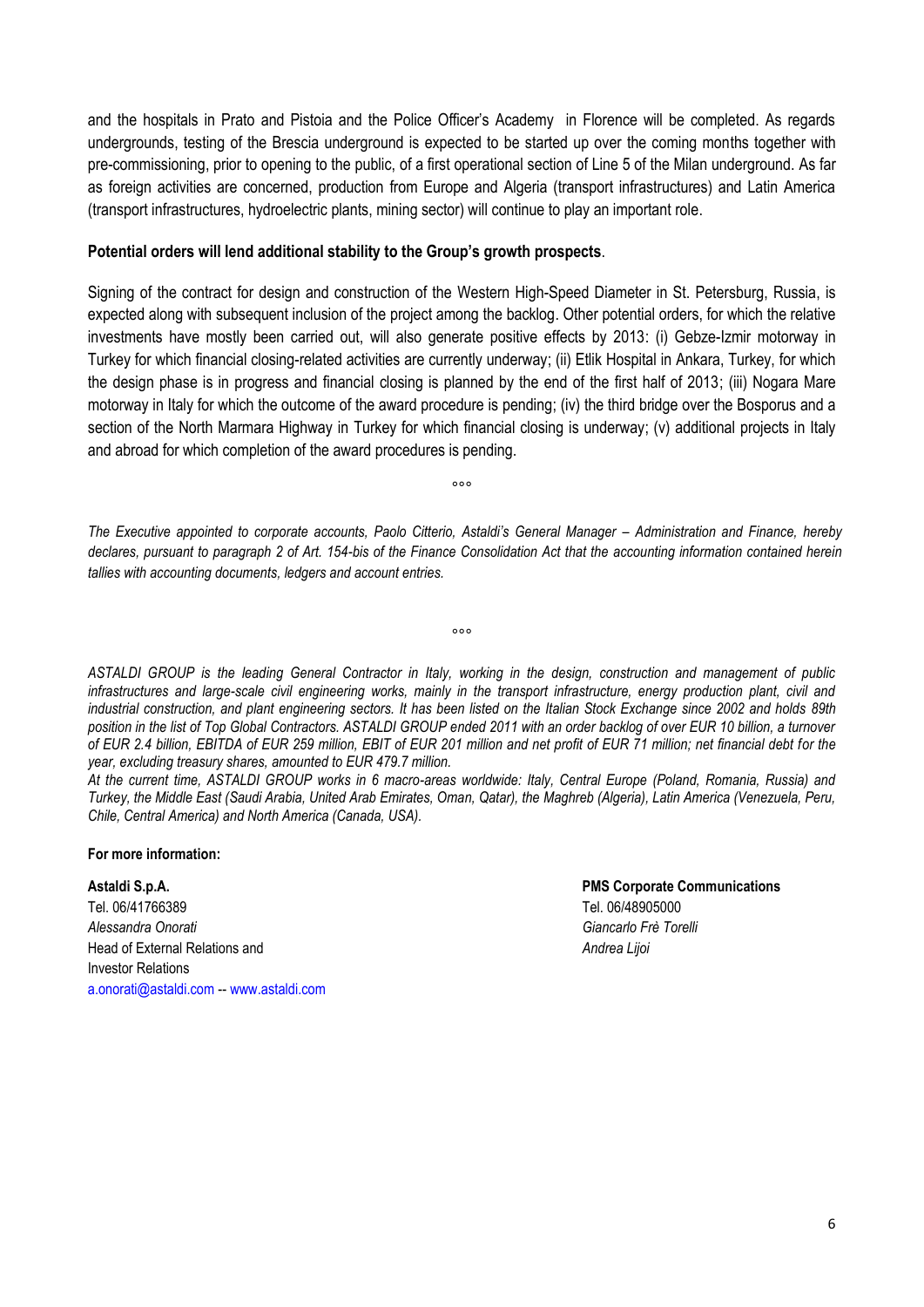and the hospitals in Prato and Pistoia and the Police Officer's Academy in Florence will be completed. As regards undergrounds, testing of the Brescia underground is expected to be started up over the coming months together with pre-commissioning, prior to opening to the public, of a first operational section of Line 5 of the Milan underground. As far as foreign activities are concerned, production from Europe and Algeria (transport infrastructures) and Latin America (transport infrastructures, hydroelectric plants, mining sector) will continue to play an important role.

**Potential orders will lend additional stability to the Group's growth prospects**.

Signing of the contract for design and construction of the Western High-Speed Diameter in St. Petersburg, Russia, is expected along with subsequent inclusion of the project among the backlog. Other potential orders, for which the relative investments have mostly been carried out, will also generate positive effects by 2013: (i) Gebze-Izmir motorway in Turkey for which financial closing-related activities are currently underway; (ii) Etlik Hospital in Ankara, Turkey, for which the design phase is in progress and financial closing is planned by the end of the first half of 2013; (iii) Nogara Mare motorway in Italy for which the outcome of the award procedure is pending; (iv) the third bridge over the Bosporus and a section of the North Marmara Highway in Turkey for which financial closing is underway; (v) additional projects in Italy and abroad for which completion of the award procedures is pending.

°°°

*The Executive appointed to corporate accounts, Paolo Citterio, Astaldi's General Manager – Administration and Finance, hereby declares, pursuant to paragraph 2 of Art. 154-bis of the Finance Consolidation Act that the accounting information contained herein tallies with accounting documents, ledgers and account entries.*

°°°

*ASTALDI GROUP is the leading General Contractor in Italy, working in the design, construction and management of public infrastructures and large-scale civil engineering works, mainly in the transport infrastructure, energy production plant, civil and industrial construction, and plant engineering sectors. It has been listed on the Italian Stock Exchange since 2002 and holds 89th position in the list of Top Global Contractors. ASTALDI GROUP ended 2011 with an order backlog of over EUR 10 billion, a turnover of EUR 2.4 billion, EBITDA of EUR 259 million, EBIT of EUR 201 million and net profit of EUR 71 million; net financial debt for the year, excluding treasury shares, amounted to EUR 479.7 million.*

*At the current time, ASTALDI GROUP works in 6 macro-areas worldwide: Italy, Central Europe (Poland, Romania, Russia) and Turkey, the Middle East (Saudi Arabia, United Arab Emirates, Oman, Qatar), the Maghreb (Algeria), Latin America (Venezuela, Peru, Chile, Central America) and North America (Canada, USA).*

**For more information:**

**Astaldi S.p.A.**
Tel. 06/41766389
*Alessandra Onorati*
Head of External Relations and
Investor Relations
a.onorati@astaldi.com -- www.astaldi.com

**PMS Corporate Communications**
Tel. 06/48905000
*Giancarlo Frè Torelli*
*Andrea Lijoi*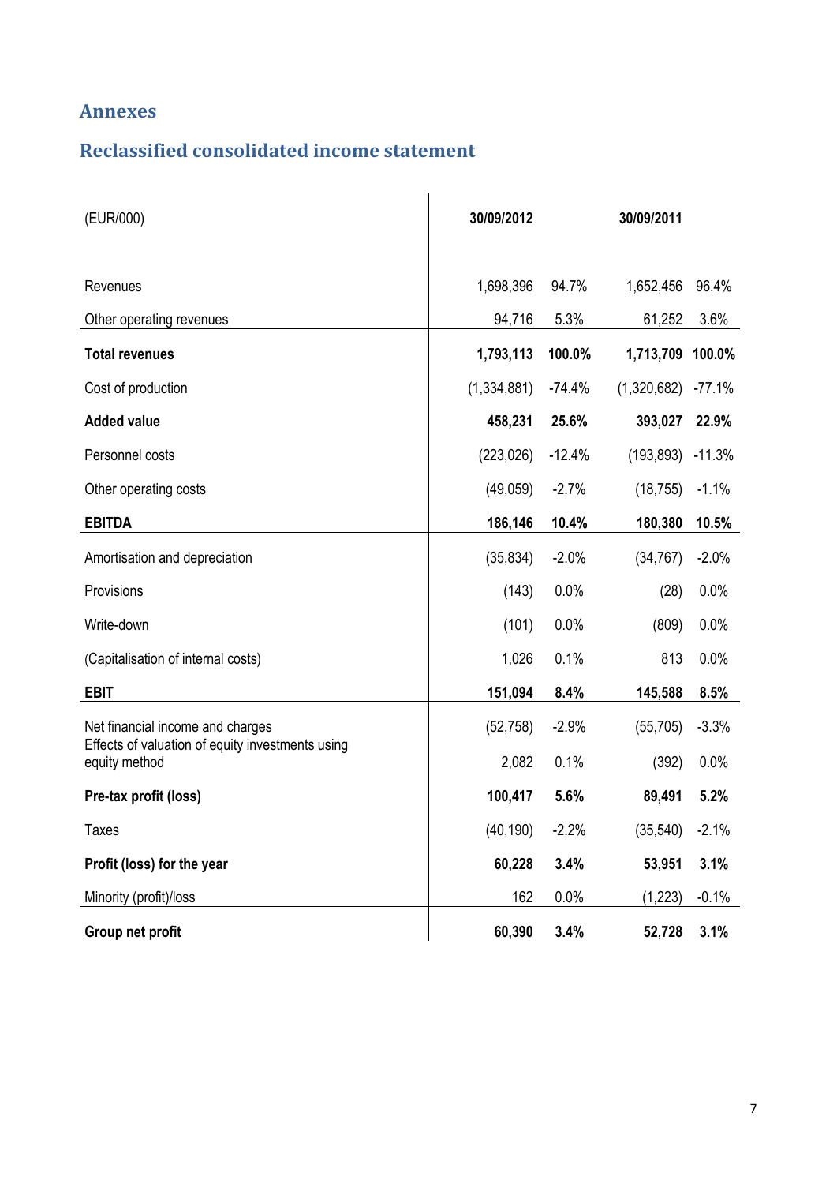# Annexes

## Reclassified consolidated income statement

| (EUR/000) | 30/09/2012 | | 30/09/2011 | |
|---|---|---|---|---|
| Revenues | 1,698,396 | 94.7% | 1,652,456 | 96.4% |
| Other operating revenues | 94,716 | 5.3% | 61,252 | 3.6% |
| **Total revenues** | **1,793,113** | **100.0%** | **1,713,709** | **100.0%** |
| Cost of production | (1,334,881) | -74.4% | (1,320,682) | -77.1% |
| **Added value** | **458,231** | **25.6%** | **393,027** | **22.9%** |
| Personnel costs | (223,026) | -12.4% | (193,893) | -11.3% |
| Other operating costs | (49,059) | -2.7% | (18,755) | -1.1% |
| **EBITDA** | **186,146** | **10.4%** | **180,380** | **10.5%** |
| Amortisation and depreciation | (35,834) | -2.0% | (34,767) | -2.0% |
| Provisions | (143) | 0.0% | (28) | 0.0% |
| Write-down | (101) | 0.0% | (809) | 0.0% |
| (Capitalisation of internal costs) | 1,026 | 0.1% | 813 | 0.0% |
| **EBIT** | **151,094** | **8.4%** | **145,588** | **8.5%** |
| Net financial income and charges | (52,758) | -2.9% | (55,705) | -3.3% |
| Effects of valuation of equity investments using equity method | 2,082 | 0.1% | (392) | 0.0% |
| **Pre-tax profit (loss)** | **100,417** | **5.6%** | **89,491** | **5.2%** |
| Taxes | (40,190) | -2.2% | (35,540) | -2.1% |
| **Profit (loss) for the year** | **60,228** | **3.4%** | **53,951** | **3.1%** |
| Minority (profit)/loss | 162 | 0.0% | (1,223) | -0.1% |
| **Group net profit** | **60,390** | **3.4%** | **52,728** | **3.1%** |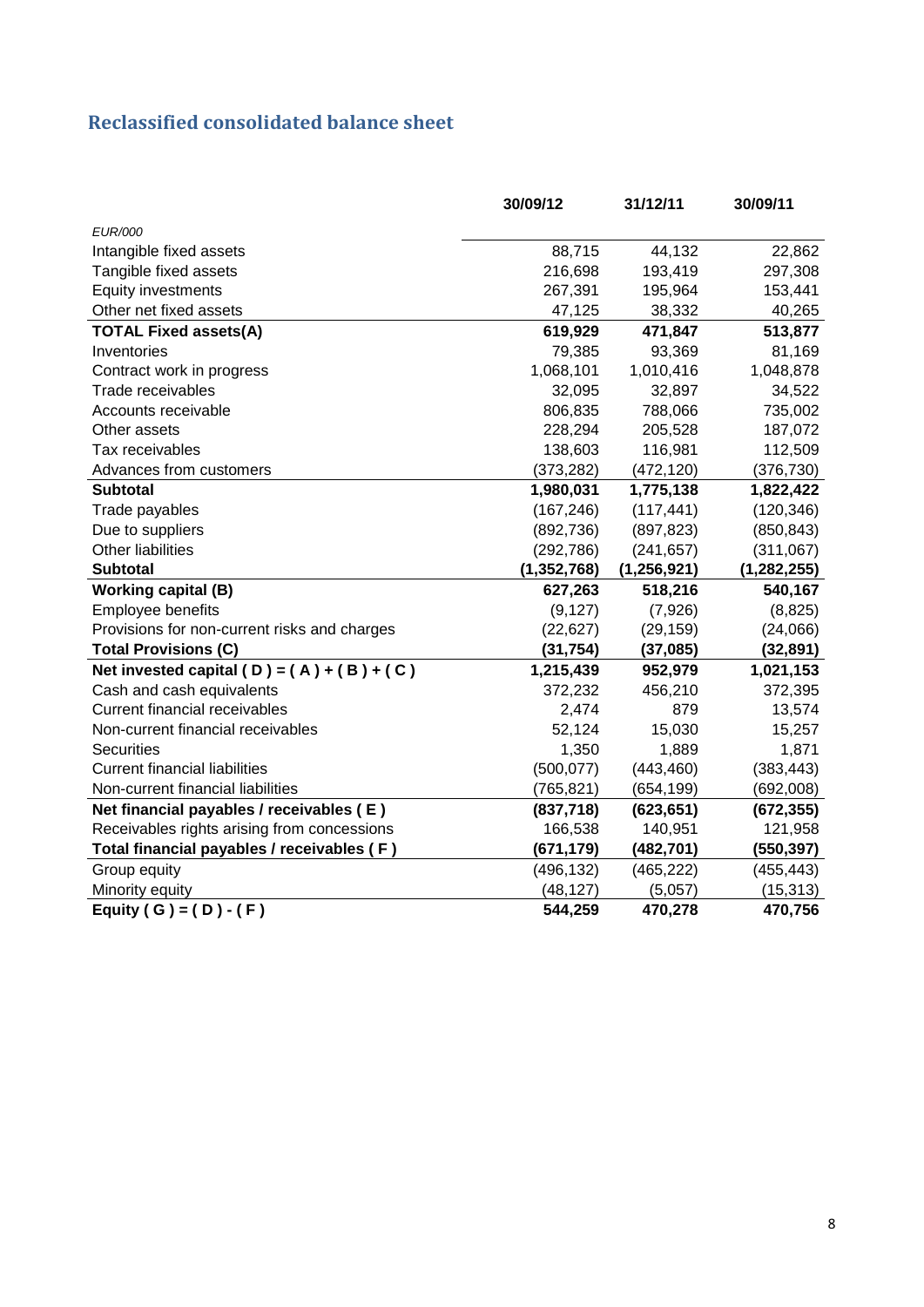## Reclassified consolidated balance sheet

| *EUR/000* | 30/09/12 | 31/12/11 | 30/09/11 |
|---|---|---|---|
| Intangible fixed assets | 88,715 | 44,132 | 22,862 |
| Tangible fixed assets | 216,698 | 193,419 | 297,308 |
| Equity investments | 267,391 | 195,964 | 153,441 |
| Other net fixed assets | 47,125 | 38,332 | 40,265 |
| **TOTAL Fixed assets(A)** | **619,929** | **471,847** | **513,877** |
| Inventories | 79,385 | 93,369 | 81,169 |
| Contract work in progress | 1,068,101 | 1,010,416 | 1,048,878 |
| Trade receivables | 32,095 | 32,897 | 34,522 |
| Accounts receivable | 806,835 | 788,066 | 735,002 |
| Other assets | 228,294 | 205,528 | 187,072 |
| Tax receivables | 138,603 | 116,981 | 112,509 |
| Advances from customers | (373,282) | (472,120) | (376,730) |
| **Subtotal** | **1,980,031** | **1,775,138** | **1,822,422** |
| Trade payables | (167,246) | (117,441) | (120,346) |
| Due to suppliers | (892,736) | (897,823) | (850,843) |
| Other liabilities | (292,786) | (241,657) | (311,067) |
| **Subtotal** | **(1,352,768)** | **(1,256,921)** | **(1,282,255)** |
| **Working capital (B)** | **627,263** | **518,216** | **540,167** |
| Employee benefits | (9,127) | (7,926) | (8,825) |
| Provisions for non-current risks and charges | (22,627) | (29,159) | (24,066) |
| **Total Provisions (C)** | **(31,754)** | **(37,085)** | **(32,891)** |
| **Net invested capital ( D ) = ( A ) + ( B ) + ( C )** | **1,215,439** | **952,979** | **1,021,153** |
| Cash and cash equivalents | 372,232 | 456,210 | 372,395 |
| Current financial receivables | 2,474 | 879 | 13,574 |
| Non-current financial receivables | 52,124 | 15,030 | 15,257 |
| Securities | 1,350 | 1,889 | 1,871 |
| Current financial liabilities | (500,077) | (443,460) | (383,443) |
| Non-current financial liabilities | (765,821) | (654,199) | (692,008) |
| **Net financial payables / receivables ( E )** | **(837,718)** | **(623,651)** | **(672,355)** |
| Receivables rights arising from concessions | 166,538 | 140,951 | 121,958 |
| **Total financial payables / receivables ( F )** | **(671,179)** | **(482,701)** | **(550,397)** |
| Group equity | (496,132) | (465,222) | (455,443) |
| Minority equity | (48,127) | (5,057) | (15,313) |
| **Equity ( G ) = ( D ) - ( F )** | **544,259** | **470,278** | **470,756** |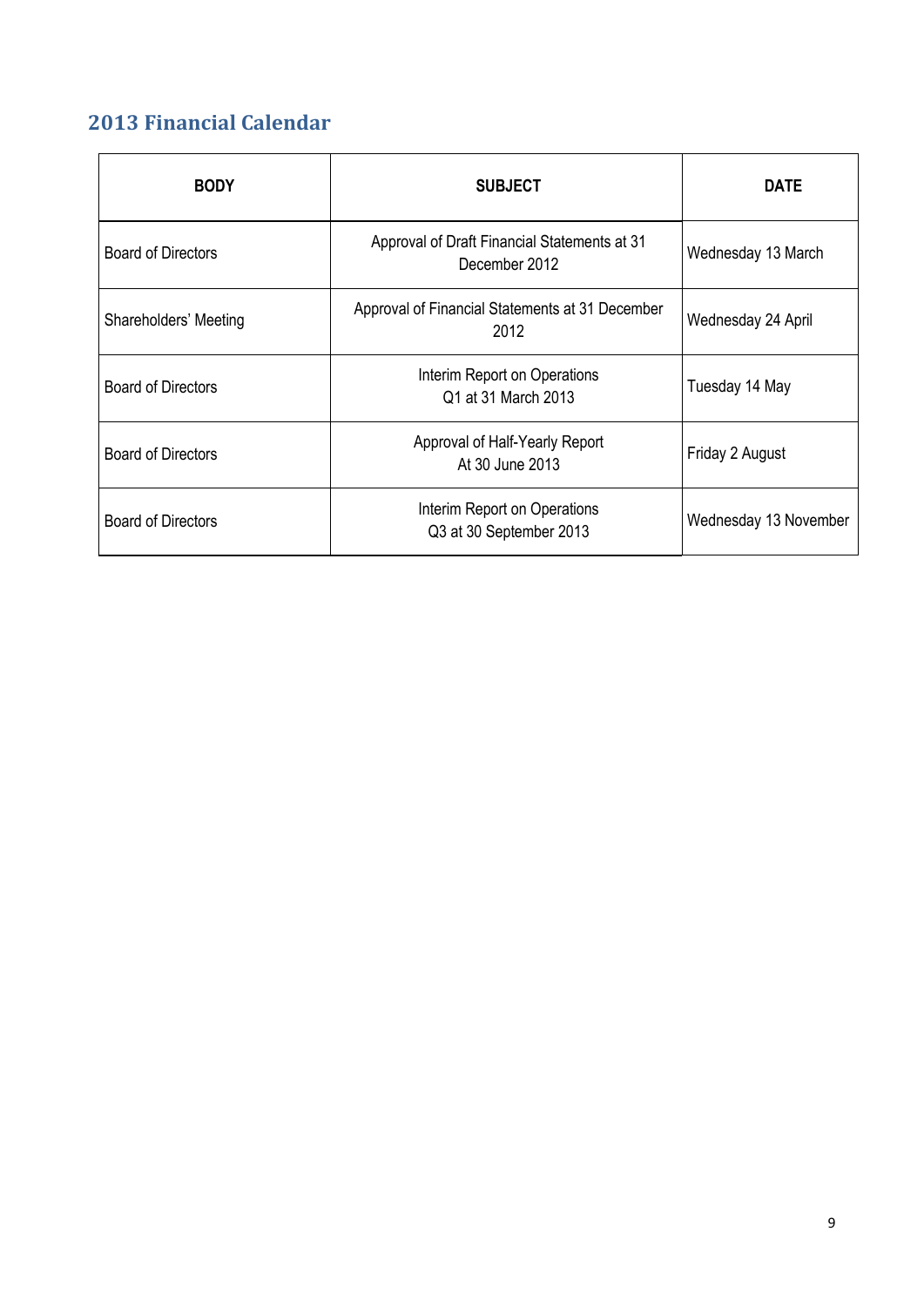## 2013 Financial Calendar

| BODY | SUBJECT | DATE |
|---|---|---|
| Board of Directors | Approval of Draft Financial Statements at 31 December 2012 | Wednesday 13 March |
| Shareholders' Meeting | Approval of Financial Statements at 31 December 2012 | Wednesday 24 April |
| Board of Directors | Interim Report on Operations Q1 at 31 March 2013 | Tuesday 14 May |
| Board of Directors | Approval of Half-Yearly Report At 30 June 2013 | Friday 2 August |
| Board of Directors | Interim Report on Operations Q3 at 30 September 2013 | Wednesday 13 November |